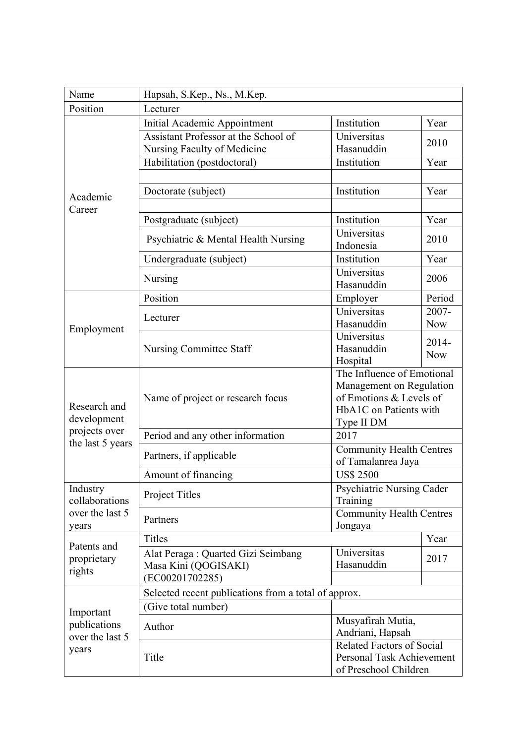| Name | Hapsah, S.Kep., Ns., M.Kep. | | |
|---|---|---|---|
| Position | Lecturer | | |
| Academic Career | Initial Academic Appointment | Institution | Year |
| | Assistant Professor at the School of Nursing Faculty of Medicine | Universitas Hasanuddin | 2010 |
| | Habilitation (postdoctoral) | Institution | Year |
| | | | |
| | Doctorate (subject) | Institution | Year |
| | | | |
| | Postgraduate (subject) | Institution | Year |
| | Psychiatric & Mental Health Nursing | Universitas Indonesia | 2010 |
| | Undergraduate (subject) | Institution | Year |
| | Nursing | Universitas Hasanuddin | 2006 |
| Employment | Position | Employer | Period |
| | Lecturer | Universitas Hasanuddin | 2007-Now |
| | Nursing Committee Staff | Universitas Hasanuddin Hospital | 2014-Now |
| Research and development projects over the last 5 years | Name of project or research focus | The Influence of Emotional Management on Regulation of Emotions & Levels of HbA1C on Patients with Type II DM | |
| | Period and any other information | 2017 | |
| | Partners, if applicable | Community Health Centres of Tamalanrea Jaya | |
| | Amount of financing | US$ 2500 | |
| Industry collaborations over the last 5 years | Project Titles | Psychiatric Nursing Cader Training | |
| | Partners | Community Health Centres Jongaya | |
| Patents and proprietary rights | Titles | | Year |
| | Alat Peraga : Quarted Gizi Seimbang Masa Kini (QOGISAKI) (EC00201702285) | Universitas Hasanuddin | 2017 |
| | | | |
| Important publications over the last 5 years | Selected recent publications from a total of approx. | | |
| | (Give total number) | | |
| | Author | Musyafirah Mutia, Andriani, Hapsah | |
| | Title | Related Factors of Social Personal Task Achievement of Preschool Children | |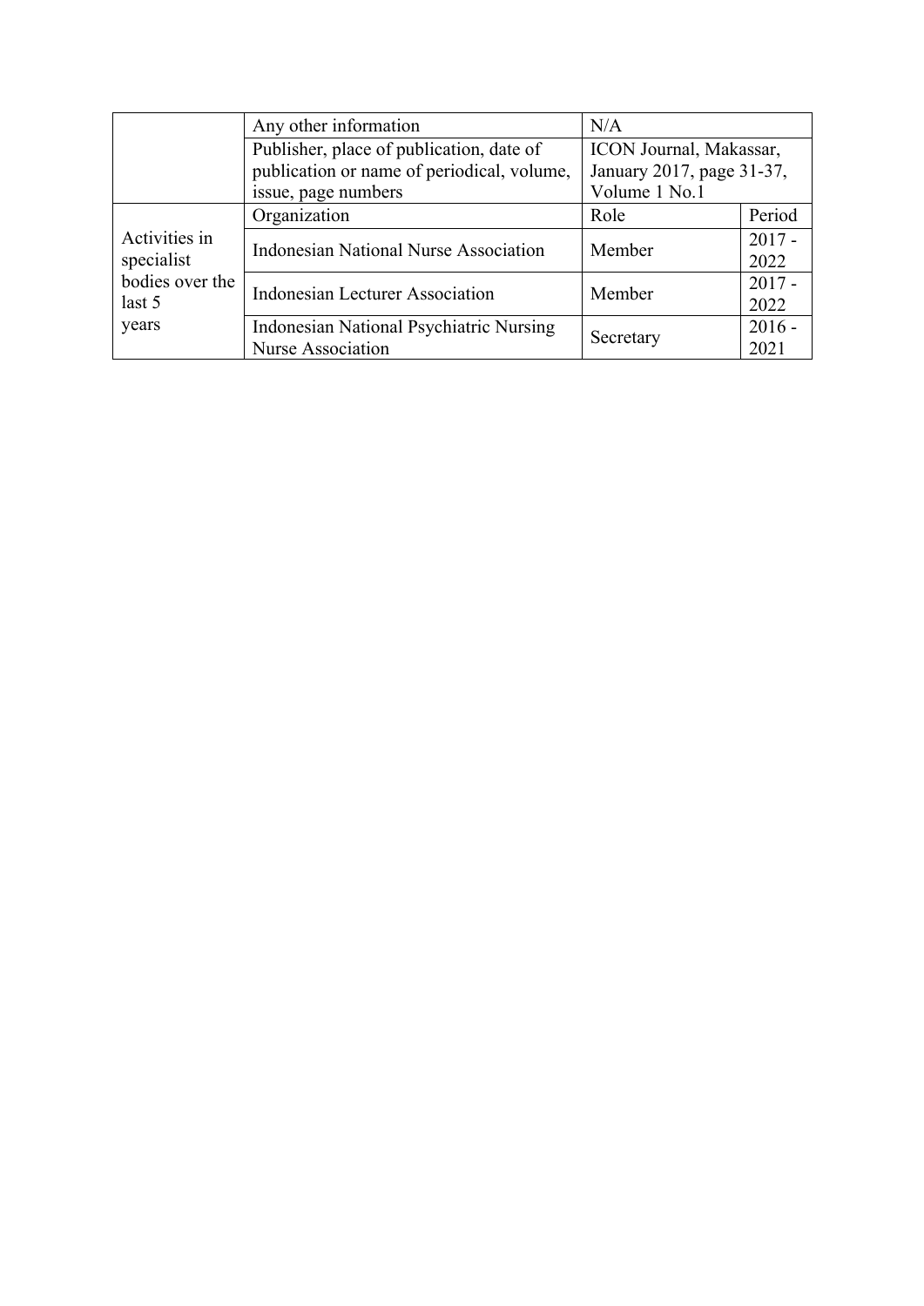| | | | |
|---|---|---|---|
| | Any other information | N/A | |
| | Publisher, place of publication, date of publication or name of periodical, volume, issue, page numbers | ICON Journal, Makassar, January 2017, page 31-37, Volume 1 No.1 | |
| Activities in specialist bodies over the last 5 years | Organization | Role | Period |
| | Indonesian National Nurse Association | Member | 2017 - 2022 |
| | Indonesian Lecturer Association | Member | 2017 - 2022 |
| | Indonesian National Psychiatric Nursing Nurse Association | Secretary | 2016 - 2021 |